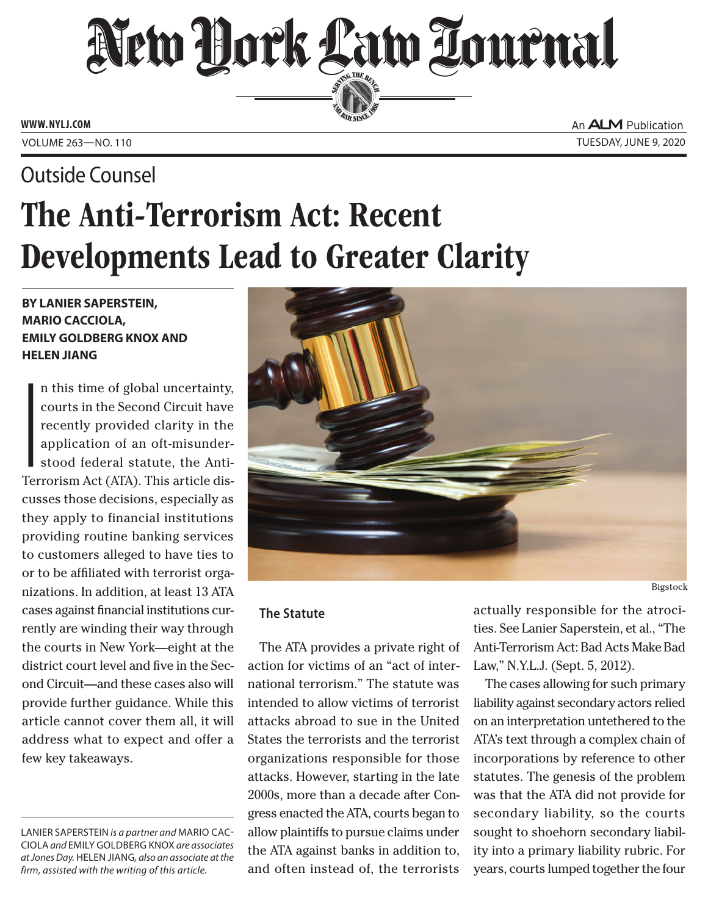# The Anti-Terrorism Act: Recent Developments Lead to Greater Clarity

## Outside Counsel

**BY LANIER SAPERSTEIN, MARIO CACCIOLA, EMILY GOLDBERG KNOX AND HELEN JIANG**

In this time of global uncertainty, courts in the Second Circuit have recently provided clarity in the application of an oft-misunderstood federal statute, the Anti-Terrorism Act (ATA). This article discusses those decisions, especially as they apply to financial institutions providing routine banking services to customers alleged to have ties to or to be affiliated with terrorist organizations. In addition, at least 13 ATA cases against financial institutions currently are winding their way through the courts in New York—eight at the district court level and five in the Second Circuit—and these cases also will provide further guidance. While this article cannot cover them all, it will address what to expect and offer a few key takeaways.

LANIER SAPERSTEIN *is a partner and* MARIO CACCIOLA *and* EMILY GOLDBERG KNOX *are associates at Jones Day.* HELEN JIANG, *also an associate at the firm, assisted with the writing of this article.*

Bigstock

### The Statute

The ATA provides a private right of action for victims of an "act of international terrorism." The statute was intended to allow victims of terrorist attacks abroad to sue in the United States the terrorists and the terrorist organizations responsible for those attacks. However, starting in the late 2000s, more than a decade after Congress enacted the ATA, courts began to allow plaintiffs to pursue claims under the ATA against banks in addition to, and often instead of, the terrorists actually responsible for the atrocities. See Lanier Saperstein, et al., "The Anti-Terrorism Act: Bad Acts Make Bad Law," N.Y.L.J. (Sept. 5, 2012).

The cases allowing for such primary liability against secondary actors relied on an interpretation untethered to the ATA's text through a complex chain of incorporations by reference to other statutes. The genesis of the problem was that the ATA did not provide for secondary liability, so the courts sought to shoehorn secondary liability into a primary liability rubric. For years, courts lumped together the four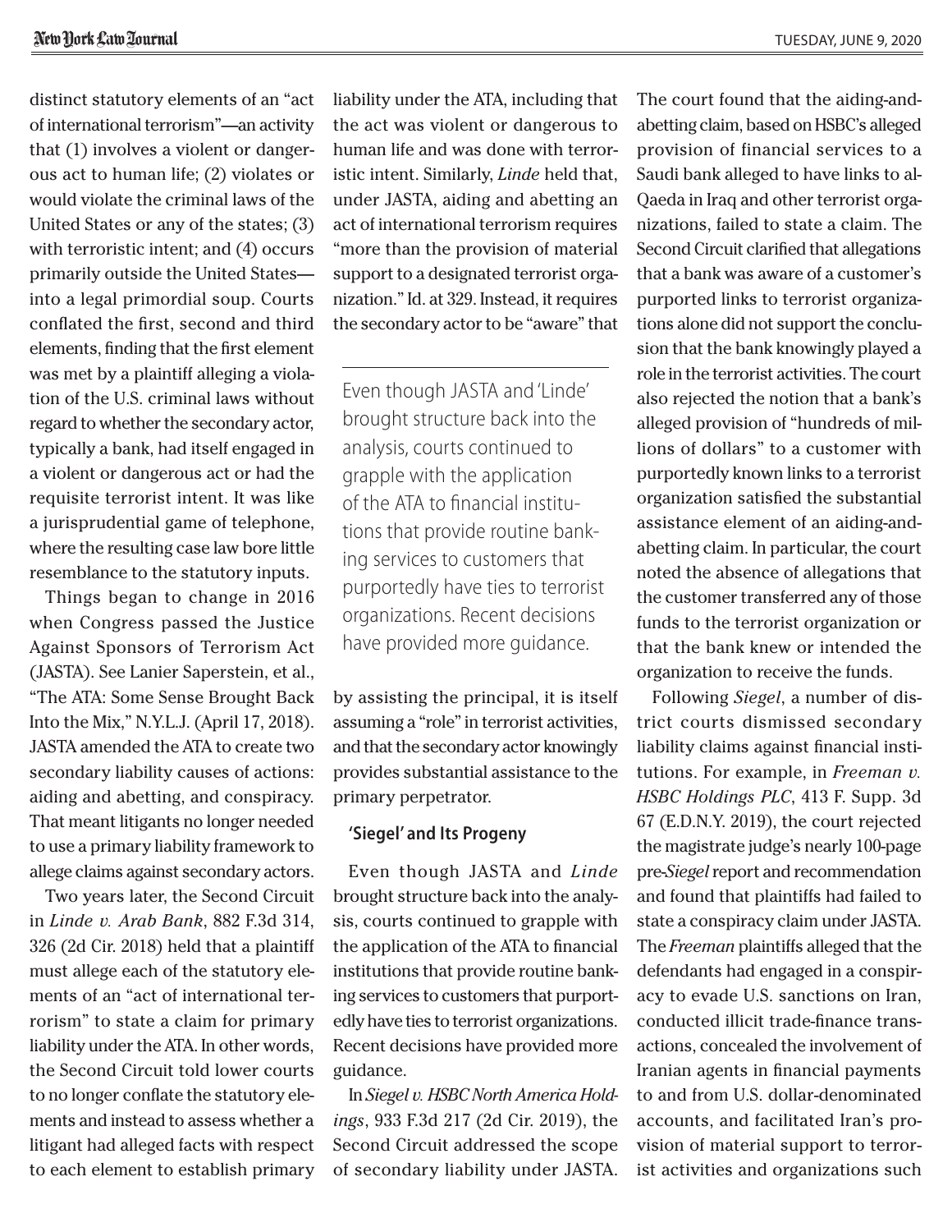distinct statutory elements of an "act of international terrorism"—an activity that (1) involves a violent or dangerous act to human life; (2) violates or would violate the criminal laws of the United States or any of the states; (3) with terroristic intent; and (4) occurs primarily outside the United States—into a legal primordial soup. Courts conflated the first, second and third elements, finding that the first element was met by a plaintiff alleging a violation of the U.S. criminal laws without regard to whether the secondary actor, typically a bank, had itself engaged in a violent or dangerous act or had the requisite terrorist intent. It was like a jurisprudential game of telephone, where the resulting case law bore little resemblance to the statutory inputs.

Things began to change in 2016 when Congress passed the Justice Against Sponsors of Terrorism Act (JASTA). See Lanier Saperstein, et al., "The ATA: Some Sense Brought Back Into the Mix," N.Y.L.J. (April 17, 2018). JASTA amended the ATA to create two secondary liability causes of actions: aiding and abetting, and conspiracy. That meant litigants no longer needed to use a primary liability framework to allege claims against secondary actors.

Two years later, the Second Circuit in *Linde v. Arab Bank*, 882 F.3d 314, 326 (2d Cir. 2018) held that a plaintiff must allege each of the statutory elements of an "act of international terrorism" to state a claim for primary liability under the ATA. In other words, the Second Circuit told lower courts to no longer conflate the statutory elements and instead to assess whether a litigant had alleged facts with respect to each element to establish primary liability under the ATA, including that the act was violent or dangerous to human life and was done with terroristic intent. Similarly, *Linde* held that, under JASTA, aiding and abetting an act of international terrorism requires "more than the provision of material support to a designated terrorist organization." Id. at 329. Instead, it requires the secondary actor to be "aware" that by assisting the principal, it is itself assuming a "role" in terrorist activities, and that the secondary actor knowingly provides substantial assistance to the primary perpetrator.

> Even though JASTA and 'Linde' brought structure back into the analysis, courts continued to grapple with the application of the ATA to financial institutions that provide routine banking services to customers that purportedly have ties to terrorist organizations. Recent decisions have provided more guidance.

### 'Siegel' and Its Progeny

Even though JASTA and *Linde* brought structure back into the analysis, courts continued to grapple with the application of the ATA to financial institutions that provide routine banking services to customers that purportedly have ties to terrorist organizations. Recent decisions have provided more guidance.

In *Siegel v. HSBC North America Holdings*, 933 F.3d 217 (2d Cir. 2019), the Second Circuit addressed the scope of secondary liability under JASTA. The court found that the aiding-and-abetting claim, based on HSBC's alleged provision of financial services to a Saudi bank alleged to have links to al-Qaeda in Iraq and other terrorist organizations, failed to state a claim. The Second Circuit clarified that allegations that a bank was aware of a customer's purported links to terrorist organizations alone did not support the conclusion that the bank knowingly played a role in the terrorist activities. The court also rejected the notion that a bank's alleged provision of "hundreds of millions of dollars" to a customer with purportedly known links to a terrorist organization satisfied the substantial assistance element of an aiding-and-abetting claim. In particular, the court noted the absence of allegations that the customer transferred any of those funds to the terrorist organization or that the bank knew or intended the organization to receive the funds.

Following *Siegel*, a number of district courts dismissed secondary liability claims against financial institutions. For example, in *Freeman v. HSBC Holdings PLC*, 413 F. Supp. 3d 67 (E.D.N.Y. 2019), the court rejected the magistrate judge's nearly 100-page pre-*Siegel* report and recommendation and found that plaintiffs had failed to state a conspiracy claim under JASTA. The *Freeman* plaintiffs alleged that the defendants had engaged in a conspiracy to evade U.S. sanctions on Iran, conducted illicit trade-finance transactions, concealed the involvement of Iranian agents in financial payments to and from U.S. dollar-denominated accounts, and facilitated Iran's provision of material support to terrorist activities and organizations such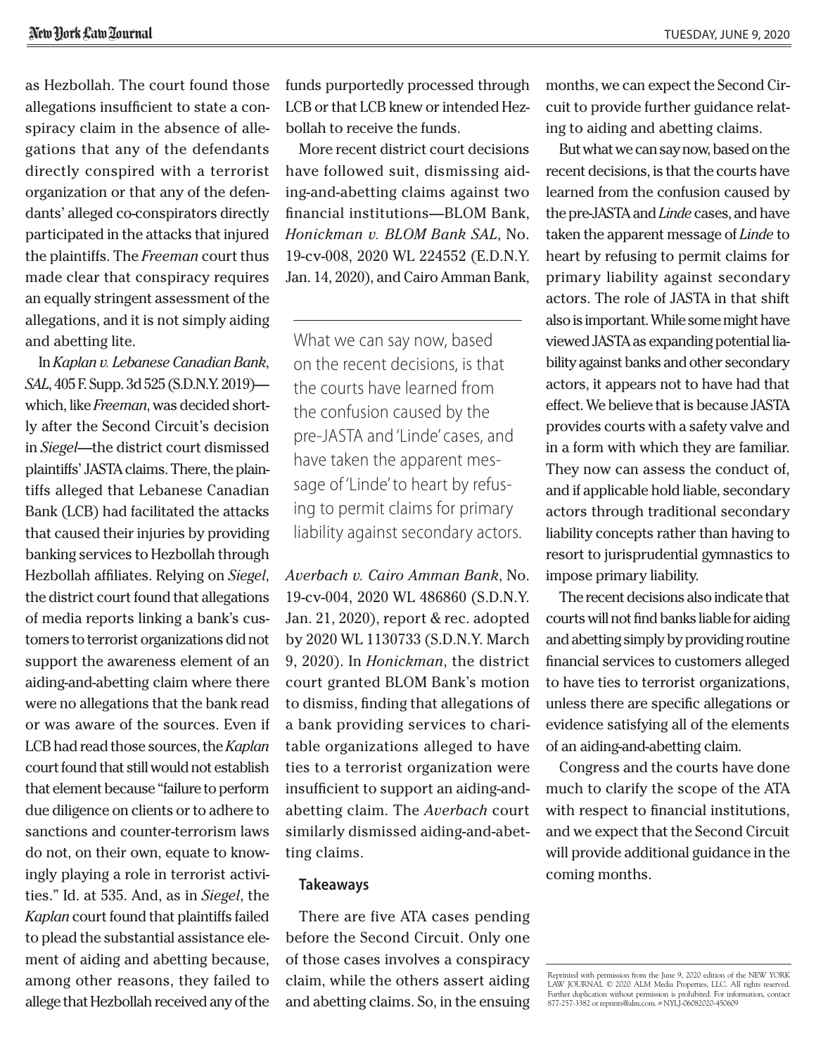as Hezbollah. The court found those allegations insufficient to state a conspiracy claim in the absence of allegations that any of the defendants directly conspired with a terrorist organization or that any of the defendants' alleged co-conspirators directly participated in the attacks that injured the plaintiffs. The *Freeman* court thus made clear that conspiracy requires an equally stringent assessment of the allegations, and it is not simply aiding and abetting lite.

In *Kaplan v. Lebanese Canadian Bank, SAL*, 405 F. Supp. 3d 525 (S.D.N.Y. 2019)—which, like *Freeman*, was decided shortly after the Second Circuit's decision in *Siegel*—the district court dismissed plaintiffs' JASTA claims. There, the plaintiffs alleged that Lebanese Canadian Bank (LCB) had facilitated the attacks that caused their injuries by providing banking services to Hezbollah through Hezbollah affiliates. Relying on *Siegel*, the district court found that allegations of media reports linking a bank's customers to terrorist organizations did not support the awareness element of an aiding-and-abetting claim where there were no allegations that the bank read or was aware of the sources. Even if LCB had read those sources, the *Kaplan* court found that still would not establish that element because "failure to perform due diligence on clients or to adhere to sanctions and counter-terrorism laws do not, on their own, equate to knowingly playing a role in terrorist activities." Id. at 535. And, as in *Siegel*, the *Kaplan* court found that plaintiffs failed to plead the substantial assistance element of aiding and abetting because, among other reasons, they failed to allege that Hezbollah received any of the funds purportedly processed through LCB or that LCB knew or intended Hezbollah to receive the funds.

More recent district court decisions have followed suit, dismissing aiding-and-abetting claims against two financial institutions—BLOM Bank, *Honickman v. BLOM Bank SAL*, No. 19-cv-008, 2020 WL 224552 (E.D.N.Y. Jan. 14, 2020), and Cairo Amman Bank, *Averbach v. Cairo Amman Bank*, No. 19-cv-004, 2020 WL 486860 (S.D.N.Y. Jan. 21, 2020), report & rec. adopted by 2020 WL 1130733 (S.D.N.Y. March 9, 2020). In *Honickman*, the district court granted BLOM Bank's motion to dismiss, finding that allegations of a bank providing services to charitable organizations alleged to have ties to a terrorist organization were insufficient to support an aiding-and-abetting claim. The *Averbach* court similarly dismissed aiding-and-abetting claims.

> What we can say now, based on the recent decisions, is that the courts have learned from the confusion caused by the pre-JASTA and 'Linde' cases, and have taken the apparent message of 'Linde' to heart by refusing to permit claims for primary liability against secondary actors.

## Takeaways

There are five ATA cases pending before the Second Circuit. Only one of those cases involves a conspiracy claim, while the others assert aiding and abetting claims. So, in the ensuing months, we can expect the Second Circuit to provide further guidance relating to aiding and abetting claims.

But what we can say now, based on the recent decisions, is that the courts have learned from the confusion caused by the pre-JASTA and *Linde* cases, and have taken the apparent message of *Linde* to heart by refusing to permit claims for primary liability against secondary actors. The role of JASTA in that shift also is important. While some might have viewed JASTA as expanding potential liability against banks and other secondary actors, it appears not to have had that effect. We believe that is because JASTA provides courts with a safety valve and in a form with which they are familiar. They now can assess the conduct of, and if applicable hold liable, secondary actors through traditional secondary liability concepts rather than having to resort to jurisprudential gymnastics to impose primary liability.

The recent decisions also indicate that courts will not find banks liable for aiding and abetting simply by providing routine financial services to customers alleged to have ties to terrorist organizations, unless there are specific allegations or evidence satisfying all of the elements of an aiding-and-abetting claim.

Congress and the courts have done much to clarify the scope of the ATA with respect to financial institutions, and we expect that the Second Circuit will provide additional guidance in the coming months.

Reprinted with permission from the June 9, 2020 edition of the NEW YORK LAW JOURNAL © 2020 ALM Media Properties, LLC. All rights reserved. Further duplication without permission is prohibited. For information, contact 877-257-3382 or reprints@alm.com. # NYLJ-06082020-450609